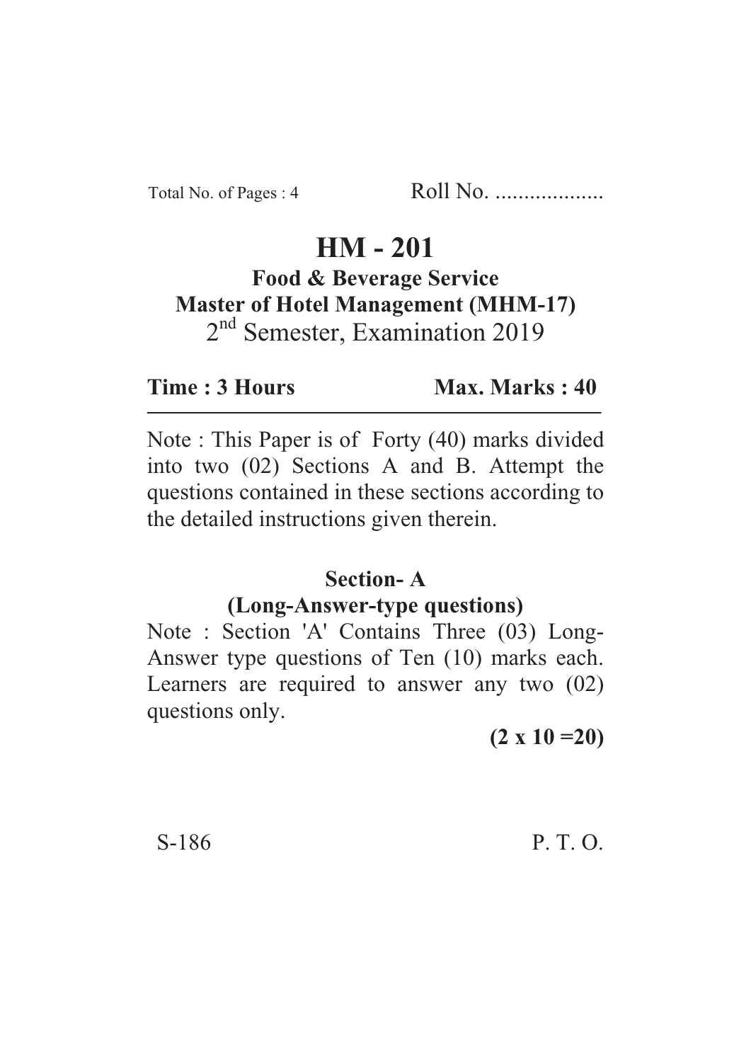Total No. of Pages : 4 Roll No. ...................

# HM - 201

## Food & Beverage Service

## Master of Hotel Management (MHM-17)

2nd Semester, Examination 2019

**Time : 3 Hours** **Max. Marks : 40**

---

Note : This Paper is of Forty (40) marks divided into two (02) Sections A and B. Attempt the questions contained in these sections according to the detailed instructions given therein.

### Section- A

### (Long-Answer-type questions)

Note : Section 'A' Contains Three (03) Long-Answer type questions of Ten (10) marks each. Learners are required to answer any two (02) questions only.

**(2 x 10 =20)**

S-186 P. T. O.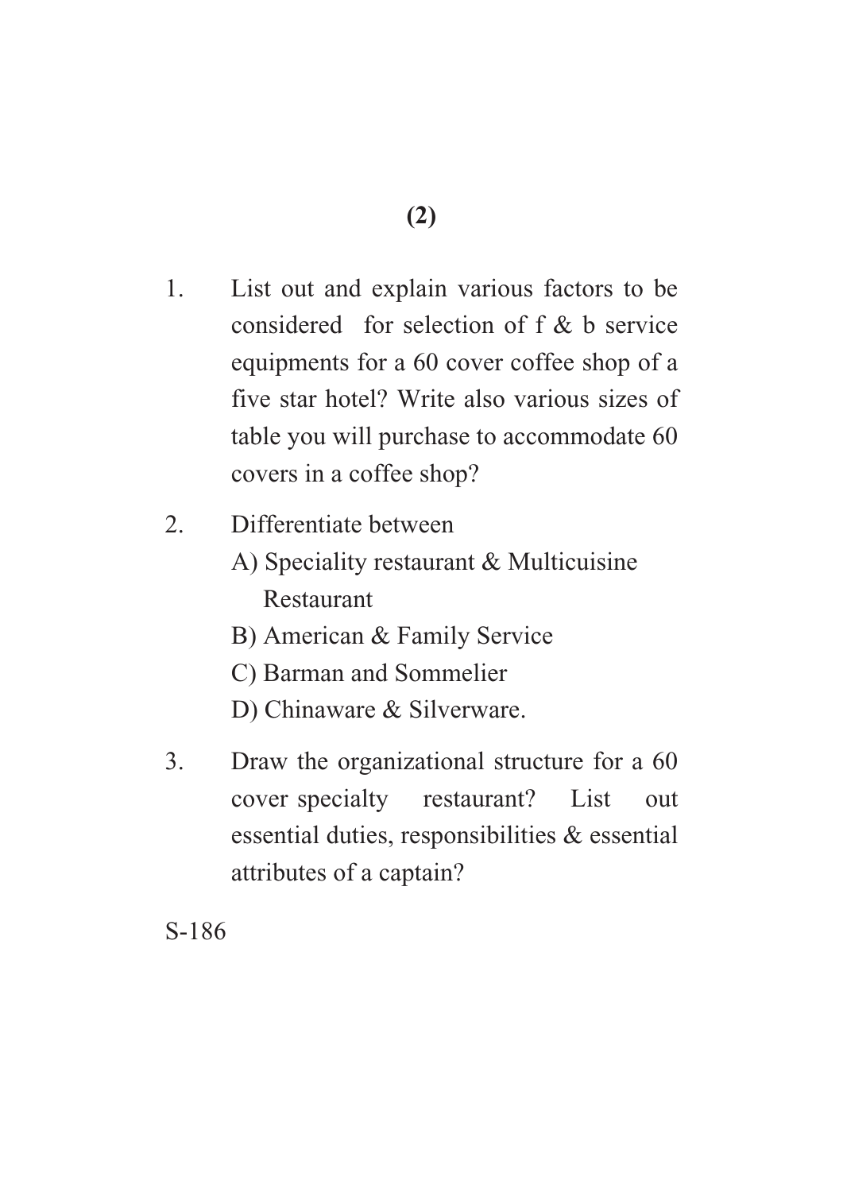1. List out and explain various factors to be considered for selection of f & b service equipments for a 60 cover coffee shop of a five star hotel? Write also various sizes of table you will purchase to accommodate 60 covers in a coffee shop?

2. Differentiate between

   A) Speciality restaurant & Multicuisine Restaurant

   B) American & Family Service

   C) Barman and Sommelier

   D) Chinaware & Silverware.

3. Draw the organizational structure for a 60 cover specialty restaurant? List out essential duties, responsibilities & essential attributes of a captain?

S-186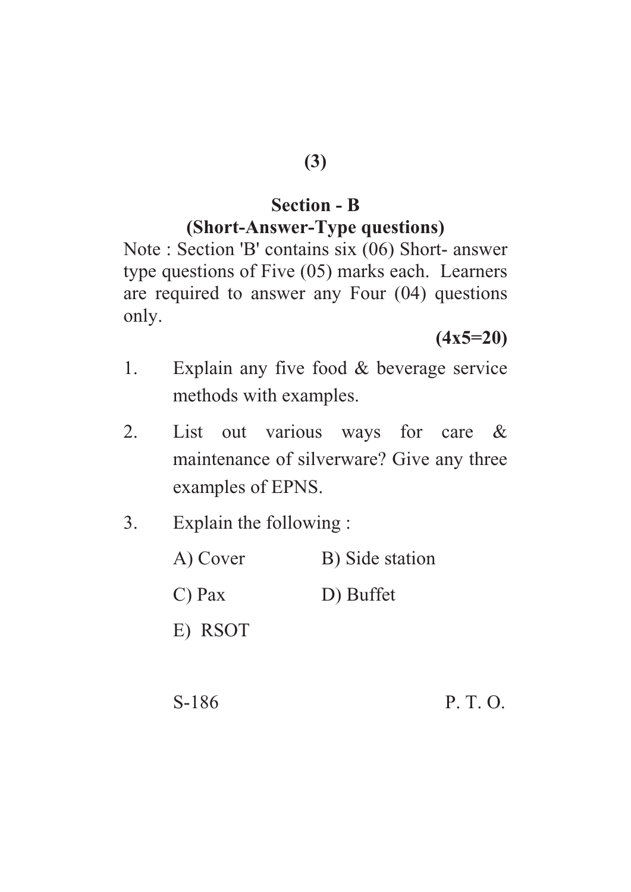## Section - B
### (Short-Answer-Type questions)

Note : Section 'B' contains six (06) Short- answer type questions of Five (05) marks each. Learners are required to answer any Four (04) questions only.

**(4x5=20)**

1. Explain any five food & beverage service methods with examples.

2. List out various ways for care & maintenance of silverware? Give any three examples of EPNS.

3. Explain the following :

   A) Cover &emsp; B) Side station

   C) Pax &emsp; D) Buffet

   E) RSOT

S-186 &emsp; P. T. O.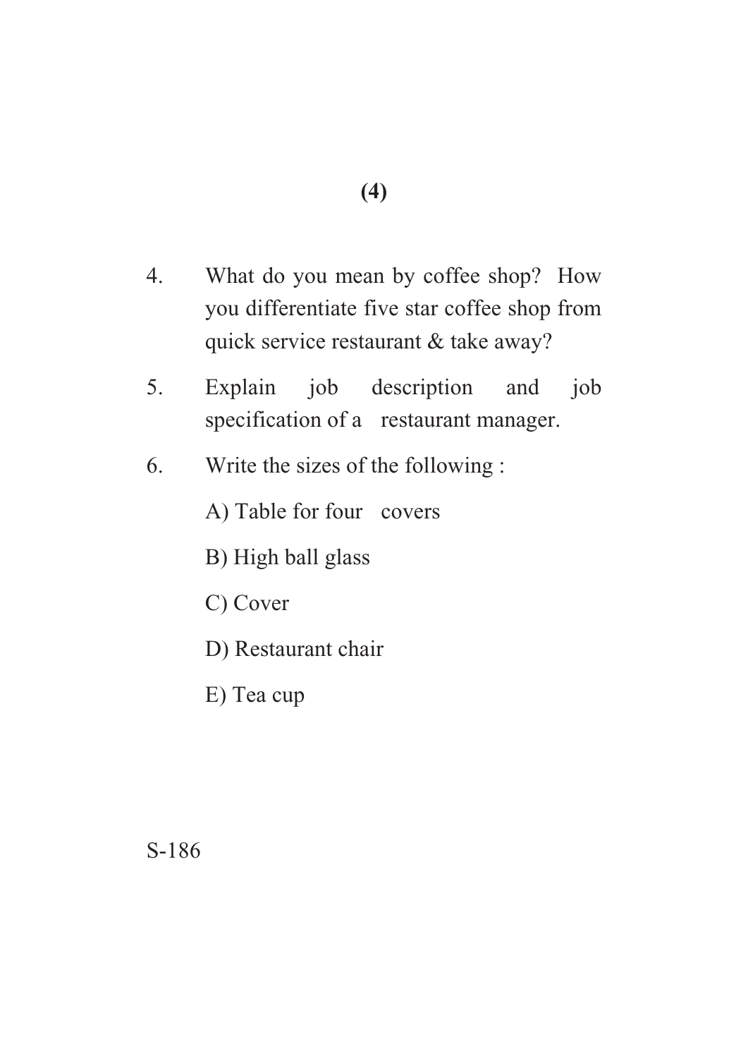4. What do you mean by coffee shop? How you differentiate five star coffee shop from quick service restaurant & take away?

5. Explain job description and job specification of a restaurant manager.

6. Write the sizes of the following :

   A) Table for four covers

   B) High ball glass

   C) Cover

   D) Restaurant chair

   E) Tea cup

S-186